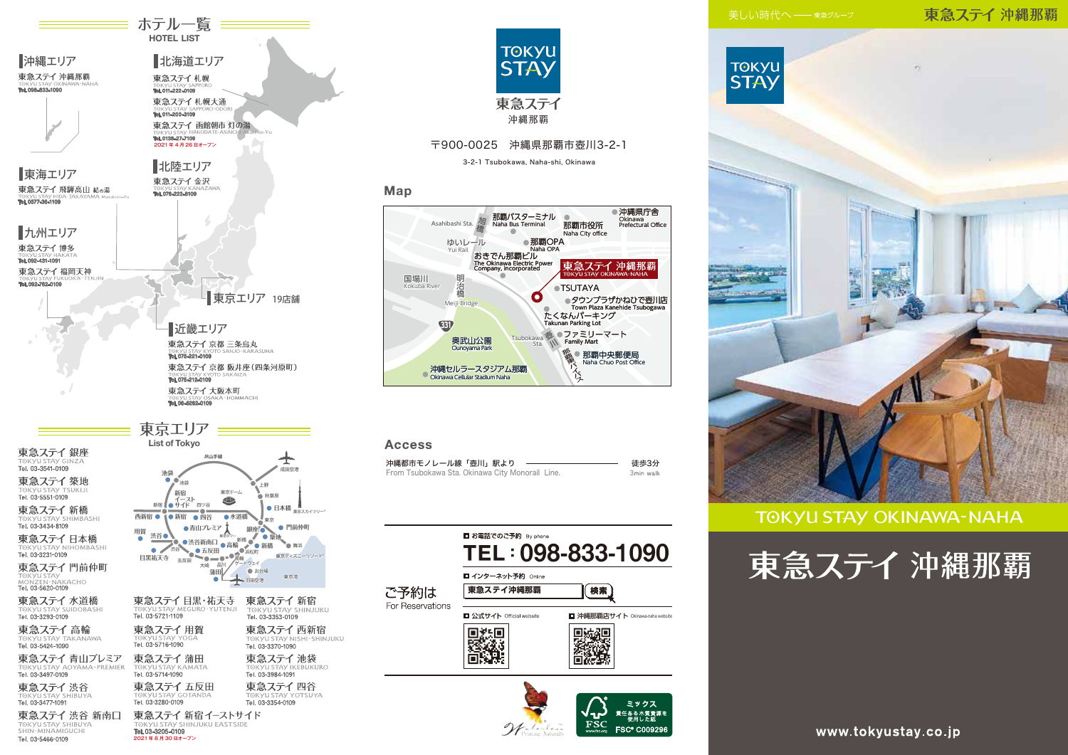# ホテル一覧

HOTEL LIST

## 沖縄エリア

東急ステイ 沖縄那覇
TOKYU STAY OKINAWA-NAHA
Tel. 098-833-1090

## 北海道エリア

東急ステイ 札幌
TOKYU STAY SAPPORO
Tel. 011-222-0109

東急ステイ 札幌大通
TOKYU STAY SAPPORO-ODORI
Tel. 011-200-3109

東急ステイ 函館朝市 灯の湯
TOKYU STAY HAKODATE-ASAICHI Akari-no-Yu
Tel. 0138-27-7109
2021年4月26日オープン

## 東海エリア

東急ステイ 飛騨高山 結の湯
TOKYU STAY HIDA-TAKAYAMA Musubi-no-Yu
Tel. 0577-36-1109

## 北陸エリア

東急ステイ 金沢
TOKYU STAY KANAZAWA
Tel. 076-223-8109

## 九州エリア

東急ステイ 博多
TOKYU STAY HAKATA
Tel. 092-431-1091

東急ステイ 福岡天神
TOKYU STAY FUKUOKA-TENJIN
Tel. 092-762-0109

## 東京エリア 19店舗

## 近畿エリア

東急ステイ 京都 三条烏丸
TOKYU STAY KYOTO SANJO-KARASUMA
Tel. 075-221-0109

東急ステイ 京都 両替町通（四条河原町）
TOKYU STAY KYOTO SAKAIZA
Tel. 075-212-0109

東急ステイ 大阪本町
TOKYU STAY OSAKA-HOMMACHI
Tel. 06-6262-0109

# 東京エリア

List of Tokyo

東急ステイ 銀座
TOKYU STAY GINZA
Tel. 03-3541-0109

東急ステイ 築地
TOKYU STAY TSUKIJI
Tel. 03-5551-0109

東急ステイ 新橋
TOKYU STAY SHIMBASHI
Tel. 03-3434-8109

東急ステイ 日本橋
TOKYU STAY NIHOMBASHI
Tel. 03-3231-0109

東急ステイ 門前仲町
TOKYU STAY MONZEN-NAKACHO
Tel. 03-5620-0109

東急ステイ 水道橋
TOKYU STAY SUIDOBASHI
Tel. 03-3293-0109

東急ステイ 高輪
TOKYU STAY TAKANAWA
Tel. 03-5424-1090

東急ステイ 青山プレミア
TOKYU STAY AOYAMA-PREMIER
Tel. 03-3497-0109

東急ステイ 渋谷
TOKYU STAY SHIBUYA
Tel. 03-3477-1091

東急ステイ 渋谷 新南口
TOKYU STAY SHIBUYA SHIN-MINAMIGUCHI
Tel. 03-5466-0109

東急ステイ 目黒・祐天寺
TOKYU STAY MEGURO-YUTENJI
Tel. 03-5721-1109

東急ステイ 用賀
TOKYU STAY YOGA
Tel. 03-5716-1090

東急ステイ 蒲田
TOKYU STAY KAMATA
Tel. 03-5714-0109

東急ステイ 五反田
TOKYU STAY GOTANDA
Tel. 03-3280-0109

東急ステイ 新宿イーストサイド
TOKYU STAY SHINJUKU EASTSIDE
Tel. 03-3205-0109
2021年8月30日オープン

東急ステイ 新宿
TOKYU STAY SHINJUKU
Tel. 03-3353-0109

東急ステイ 西新宿
TOKYU STAY NISHI-SHINJUKU
Tel. 03-3370-1090

東急ステイ 池袋
TOKYU STAY IKEBUKURO
Tel. 03-3984-1091

東急ステイ 四谷
TOKYU STAY YOTSUYA
Tel. 03-3354-0109

---

# 東急ステイ 沖縄那覇

〒900-0025　沖縄県那覇市壺川3-2-1

3-2-1 Tsubokawa, Naha-shi, Okinawa

## Map

## Access

沖縄都市モノレール線「壺川」駅より ――― 徒歩3分
From Tsubokawa Sta. Okinawa City Monorail Line. ――― 3min walk

## ご予約は For Reservations

■ お電話でのご予約 By phone

**TEL：098-833-1090**

■ インターネット予約 Online

東急ステイ沖縄那覇　検索

■ 公式サイト Official website

■ 沖縄那覇店サイト Okinawa-naha website

FSC ミックス 責任ある木質資源を使用した紙 FSC® C009296

---

美しい時代へ ―― 東急グループ

東急ステイ 沖縄那覇

TOKYU STAY OKINAWA-NAHA

# 東急ステイ 沖縄那覇

www.tokyustay.co.jp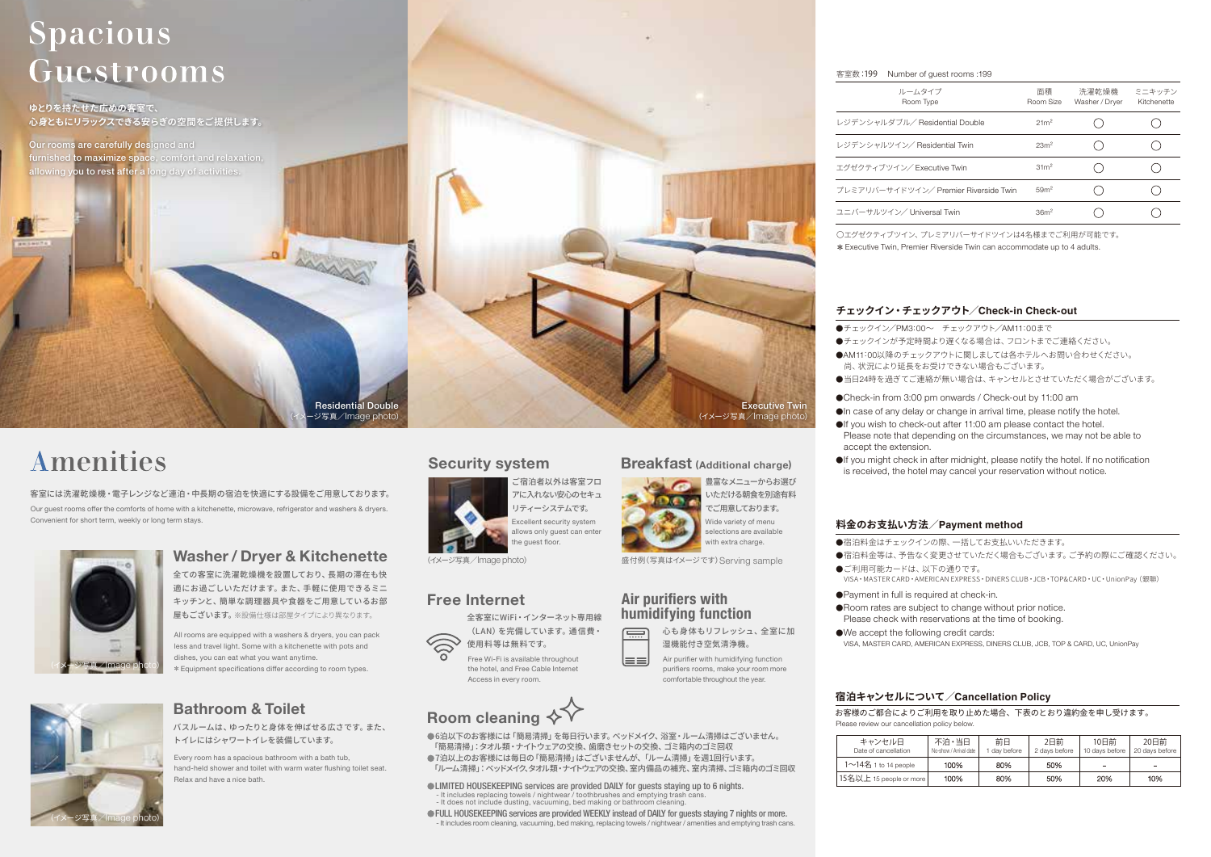# Spacious Guestrooms

ゆとりを持たせた広めの客室で、
心身ともにリラックスできる安らぎの空間をご提供します。

Our rooms are carefully designed and furnished to maximize space, comfort and relaxation, allowing you to rest after a long day of activities.

Residential Double
(イメージ写真／Image photo)

Executive Twin
(イメージ写真／Image photo)

# Amenities

客室には洗濯乾燥機・電子レンジなど連泊・中長期の宿泊を快適にする設備をご用意しております。

Our guest rooms offer the comforts of home with a kitchenette, microwave, refrigerator and washers & dryers. Convenient for short term, weekly or long term stays.

## Washer / Dryer & Kitchenette

全ての客室に洗濯乾燥機を設置しており、長期の滞在も快適にお過ごしいただけます。また、手軽に使用できるミニキッチンと、簡単な調理器具や食器をご用意しているお部屋もございます。※設備仕様は部屋タイプにより異なります。

All rooms are equipped with a washers & dryers, you can pack less and travel light. Some with a kitchenette with pots and dishes, you can eat what you want anytime.
＊Equipment specifications differ according to room types.

(イメージ写真／Image photo)

## Bathroom & Toilet

バスルームは、ゆったりと身体を伸ばせる広さです。また、トイレにはシャワートイレを装備しています。

Every room has a spacious bathroom with a bath tub, hand-held shower and toilet with warm water flushing toilet seat. Relax and have a nice bath.

(イメージ写真／Image photo)

## Security system

ご宿泊者以外は客室フロアに入れない安心のセキュリティーシステムです。

Excellent security system allows only guest can enter the guest floor.

(イメージ写真／Image photo)

## Breakfast (Additional charge)

豊富なメニューからお選びいただける朝食を別途有料でご用意しております。

Wide variety of menu selections are available with extra charge.

盛付例(写真はイメージです) Serving sample

## Free Internet

全客室にWiFi・インターネット専用線（LAN）を完備しています。通信費・使用料等は無料です。

Free Wi-Fi is available throughout the hotel, and Free Cable Internet Access in every room.

## Air purifiers with humidifying function

心も身体もリフレッシュ、全室に加湿機能付き空気清浄機。

Air purifier with humidifying function purifiers rooms, make your room more comfortable throughout the year.

## Room cleaning

●6泊以下のお客様には「簡易清掃」を毎日行います。ベッドメイク、浴室・ルーム清掃はございません。
「簡易清掃」：タオル類・ナイトウェアの交換、歯磨きセットの交換、ゴミ箱内のゴミ回収
●7泊以上のお客様には毎日の「簡易清掃」はございませんが、「ルーム清掃」を週1回行います。
「ルーム清掃」：ベッドメイク、タオル類・ナイトウェアの交換、室内備品の補充、室内清掃、ゴミ箱内のゴミ回収

●LIMITED HOUSEKEEPING services are provided DAILY for guests staying up to 6 nights.
- It includes replacing towels / nightwear / toothbrushes and emptying trash cans.
- It does not include dusting, vacuuming, bed making or bathroom cleaning.

●FULL HOUSEKEEPING services are provided WEEKLY instead of DAILY for guests staying 7 nights or more.
- It includes room cleaning, vacuuming, bed making, replacing towels / nightwear / amenities and emptying trash cans.

客室数：199　Number of guest rooms：199

| ルームタイプ Room Type | 面積 Room Size | 洗濯乾燥機 Washer / Dryer | ミニキッチン Kitchenette |
|---|---|---|---|
| レジデンシャルダブル／Residential Double | 21m² | ○ | ○ |
| レジデンシャルツイン／Residential Twin | 23m² | ○ | ○ |
| エグゼクティブツイン／Executive Twin | 31m² | ○ | ○ |
| プレミアリバーサイドツイン／Premier Riverside Twin | 59m² | ○ | ○ |
| ユニバーサルツイン／Universal Twin | 36m² | ○ | ○ |

〇エグゼクティブツイン、プレミアリバーサイドツインは4名様までご利用が可能です。
＊Executive Twin, Premier Riverside Twin can accommodate up to 4 adults.

## チェックイン・チェックアウト／Check-in Check-out

●チェックイン／PM3:00～　チェックアウト／AM11:00まで
●チェックインが予定時間より遅くなる場合は、フロントまでご連絡ください。
●AM11:00以降のチェックアウトに関しましては各ホテルへお問い合わせください。
尚、状況により延長をお受けできない場合もございます。
●当日24時を過ぎてご連絡が無い場合は、キャンセルとさせていただく場合がございます。

●Check-in from 3:00 pm onwards / Check-out by 11:00 am
●In case of any delay or change in arrival time, please notify the hotel.
●If you wish to check-out after 11:00 am please contact the hotel.
Please note that depending on the circumstances, we may not be able to accept the extension.
●If you might check in after midnight, please notify the hotel. If no notification is received, the hotel may cancel your reservation without notice.

## 料金のお支払い方法／Payment method

●宿泊料金はチェックインの際、一括してお支払いいただきます。
●宿泊料金等は、予告なく変更させていただく場合もございます。ご予約の際にご確認ください。
●ご利用可能カードは、以下の通りです。
VISA・MASTER CARD・AMERICAN EXPRESS・DINERS CLUB・JCB・TOP&CARD・UC・UnionPay（銀聯）

●Payment in full is required at check-in.
●Room rates are subject to change without prior notice.
Please check with reservations at the time of booking.
●We accept the following credit cards:
VISA, MASTER CARD, AMERICAN EXPRESS, DINERS CLUB, JCB, TOP & CARD, UC, UnionPay

## 宿泊キャンセルについて／Cancellation Policy

お客様のご都合によりご利用を取り止めた場合、下表のとおり違約金を申し受けます。
Please review our cancellation policy below.

| キャンセル日 Date of cancellation | 不泊・当日 No-show / Arrival date | 前日 1 day before | 2日前 2 days before | 10日前 10 days before | 20日前 20 days before |
|---|---|---|---|---|---|
| 1〜14名 1 to 14 people | 100% | 80% | 50% | - | - |
| 15名以上 15 people or more | 100% | 80% | 50% | 20% | 10% |